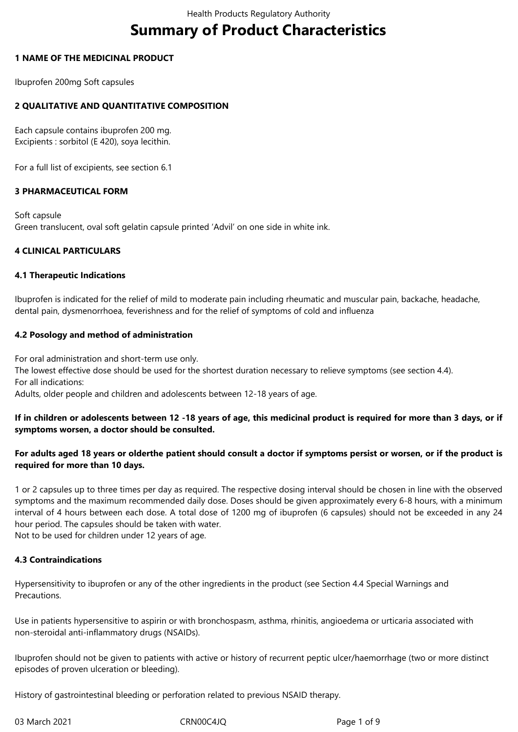# Summary of Product Characteristics

## 1 NAME OF THE MEDICINAL PRODUCT

Ibuprofen 200mg Soft capsules

## 2 QUALITATIVE AND QUANTITATIVE COMPOSITION

Each capsule contains ibuprofen 200 mg.
Excipients : sorbitol (E 420), soya lecithin.

For a full list of excipients, see section 6.1

## 3 PHARMACEUTICAL FORM

Soft capsule
Green translucent, oval soft gelatin capsule printed 'Advil' on one side in white ink.

## 4 CLINICAL PARTICULARS

### 4.1 Therapeutic Indications

Ibuprofen is indicated for the relief of mild to moderate pain including rheumatic and muscular pain, backache, headache, dental pain, dysmenorrhoea, feverishness and for the relief of symptoms of cold and influenza

### 4.2 Posology and method of administration

For oral administration and short-term use only.
The lowest effective dose should be used for the shortest duration necessary to relieve symptoms (see section 4.4).
For all indications:
Adults, older people and children and adolescents between 12-18 years of age.

**If in children or adolescents between 12 -18 years of age, this medicinal product is required for more than 3 days, or if symptoms worsen, a doctor should be consulted.**

**For adults aged 18 years or olderthe patient should consult a doctor if symptoms persist or worsen, or if the product is required for more than 10 days.**

1 or 2 capsules up to three times per day as required. The respective dosing interval should be chosen in line with the observed symptoms and the maximum recommended daily dose. Doses should be given approximately every 6-8 hours, with a minimum interval of 4 hours between each dose. A total dose of 1200 mg of ibuprofen (6 capsules) should not be exceeded in any 24 hour period. The capsules should be taken with water.
Not to be used for children under 12 years of age.

### 4.3 Contraindications

Hypersensitivity to ibuprofen or any of the other ingredients in the product (see Section 4.4 Special Warnings and Precautions.

Use in patients hypersensitive to aspirin or with bronchospasm, asthma, rhinitis, angioedema or urticaria associated with non-steroidal anti-inflammatory drugs (NSAIDs).

Ibuprofen should not be given to patients with active or history of recurrent peptic ulcer/haemorrhage (two or more distinct episodes of proven ulceration or bleeding).

History of gastrointestinal bleeding or perforation related to previous NSAID therapy.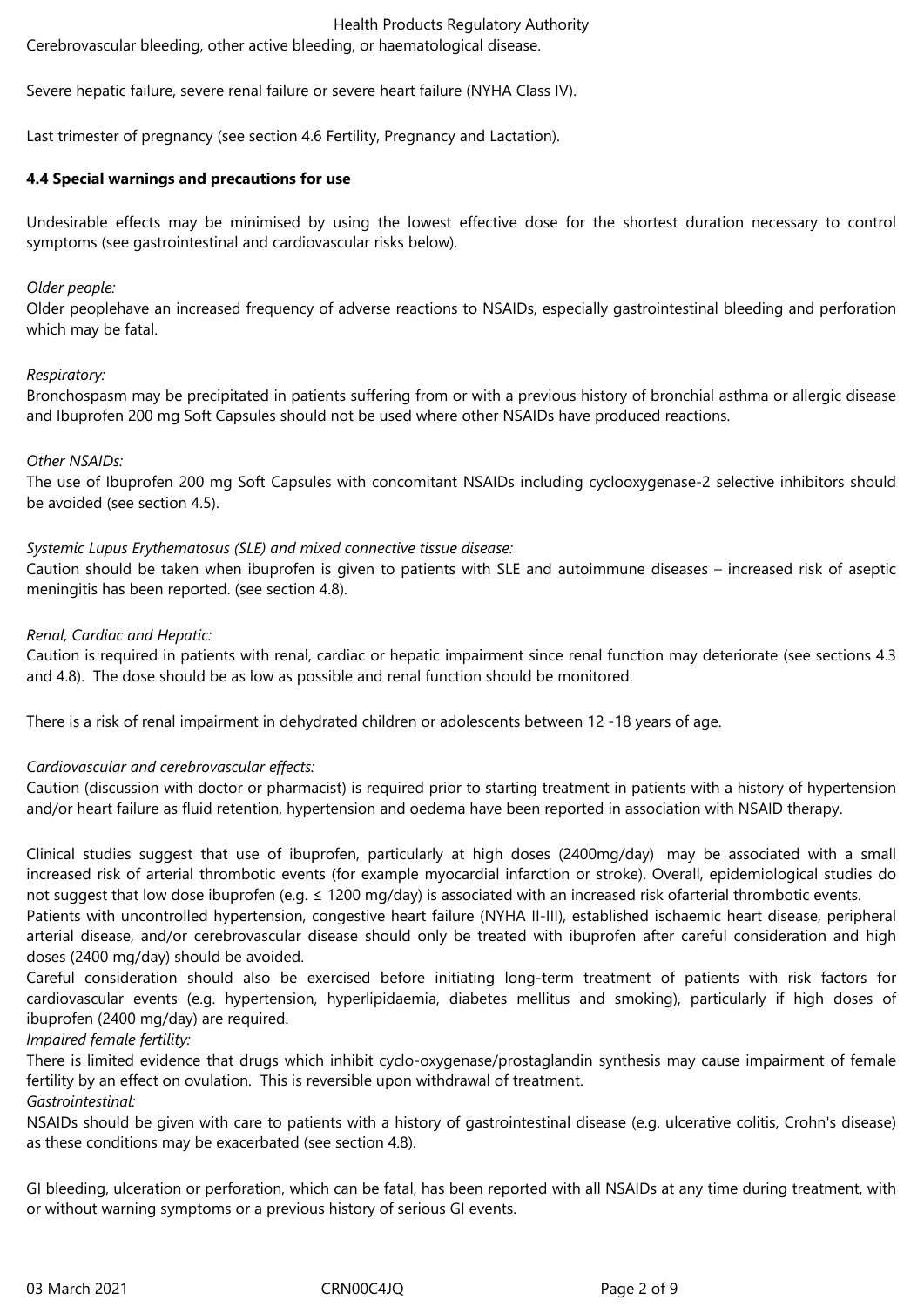Cerebrovascular bleeding, other active bleeding, or haematological disease.

Severe hepatic failure, severe renal failure or severe heart failure (NYHA Class IV).

Last trimester of pregnancy (see section 4.6 Fertility, Pregnancy and Lactation).

**4.4 Special warnings and precautions for use**

Undesirable effects may be minimised by using the lowest effective dose for the shortest duration necessary to control symptoms (see gastrointestinal and cardiovascular risks below).

*Older people:*
Older peoplehave an increased frequency of adverse reactions to NSAIDs, especially gastrointestinal bleeding and perforation which may be fatal.

*Respiratory:*
Bronchospasm may be precipitated in patients suffering from or with a previous history of bronchial asthma or allergic disease and Ibuprofen 200 mg Soft Capsules should not be used where other NSAIDs have produced reactions.

*Other NSAIDs:*
The use of Ibuprofen 200 mg Soft Capsules with concomitant NSAIDs including cyclooxygenase-2 selective inhibitors should be avoided (see section 4.5).

*Systemic Lupus Erythematosus (SLE) and mixed connective tissue disease:*
Caution should be taken when ibuprofen is given to patients with SLE and autoimmune diseases – increased risk of aseptic meningitis has been reported. (see section 4.8).

*Renal, Cardiac and Hepatic:*
Caution is required in patients with renal, cardiac or hepatic impairment since renal function may deteriorate (see sections 4.3 and 4.8). The dose should be as low as possible and renal function should be monitored.

There is a risk of renal impairment in dehydrated children or adolescents between 12 -18 years of age.

*Cardiovascular and cerebrovascular effects:*
Caution (discussion with doctor or pharmacist) is required prior to starting treatment in patients with a history of hypertension and/or heart failure as fluid retention, hypertension and oedema have been reported in association with NSAID therapy.

Clinical studies suggest that use of ibuprofen, particularly at high doses (2400mg/day) may be associated with a small increased risk of arterial thrombotic events (for example myocardial infarction or stroke). Overall, epidemiological studies do not suggest that low dose ibuprofen (e.g. ≤ 1200 mg/day) is associated with an increased risk ofarterial thrombotic events.
Patients with uncontrolled hypertension, congestive heart failure (NYHA II-III), established ischaemic heart disease, peripheral arterial disease, and/or cerebrovascular disease should only be treated with ibuprofen after careful consideration and high doses (2400 mg/day) should be avoided.
Careful consideration should also be exercised before initiating long-term treatment of patients with risk factors for cardiovascular events (e.g. hypertension, hyperlipidaemia, diabetes mellitus and smoking), particularly if high doses of ibuprofen (2400 mg/day) are required.
*Impaired female fertility:*
There is limited evidence that drugs which inhibit cyclo-oxygenase/prostaglandin synthesis may cause impairment of female fertility by an effect on ovulation. This is reversible upon withdrawal of treatment.
*Gastrointestinal:*
NSAIDs should be given with care to patients with a history of gastrointestinal disease (e.g. ulcerative colitis, Crohn's disease) as these conditions may be exacerbated (see section 4.8).

GI bleeding, ulceration or perforation, which can be fatal, has been reported with all NSAIDs at any time during treatment, with or without warning symptoms or a previous history of serious GI events.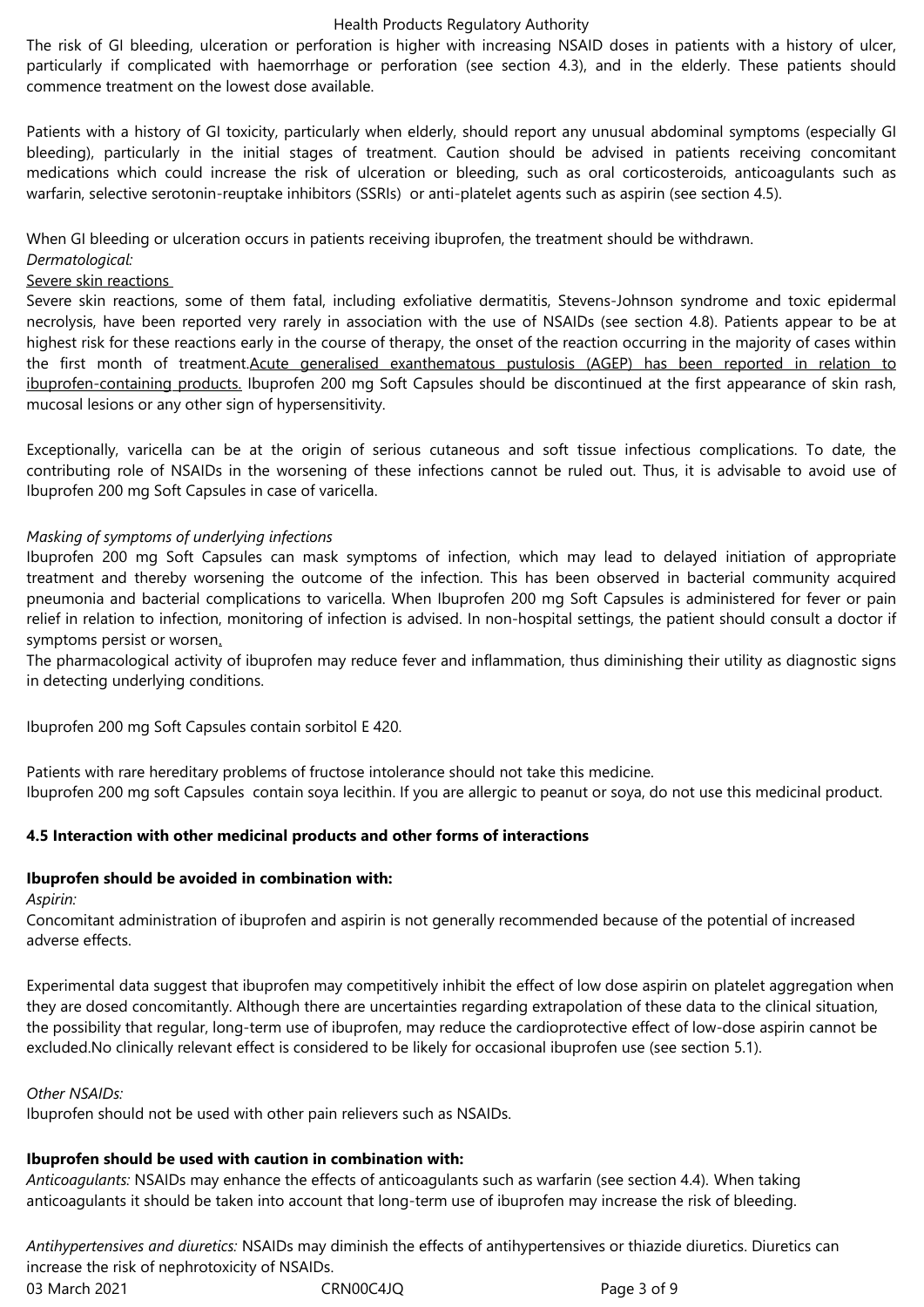The risk of GI bleeding, ulceration or perforation is higher with increasing NSAID doses in patients with a history of ulcer, particularly if complicated with haemorrhage or perforation (see section 4.3), and in the elderly. These patients should commence treatment on the lowest dose available.

Patients with a history of GI toxicity, particularly when elderly, should report any unusual abdominal symptoms (especially GI bleeding), particularly in the initial stages of treatment. Caution should be advised in patients receiving concomitant medications which could increase the risk of ulceration or bleeding, such as oral corticosteroids, anticoagulants such as warfarin, selective serotonin-reuptake inhibitors (SSRIs) or anti-platelet agents such as aspirin (see section 4.5).

When GI bleeding or ulceration occurs in patients receiving ibuprofen, the treatment should be withdrawn.

*Dermatological:*

Severe skin reactions

Severe skin reactions, some of them fatal, including exfoliative dermatitis, Stevens-Johnson syndrome and toxic epidermal necrolysis, have been reported very rarely in association with the use of NSAIDs (see section 4.8). Patients appear to be at highest risk for these reactions early in the course of therapy, the onset of the reaction occurring in the majority of cases within the first month of treatment. Acute generalised exanthematous pustulosis (AGEP) has been reported in relation to ibuprofen-containing products. Ibuprofen 200 mg Soft Capsules should be discontinued at the first appearance of skin rash, mucosal lesions or any other sign of hypersensitivity.

Exceptionally, varicella can be at the origin of serious cutaneous and soft tissue infectious complications. To date, the contributing role of NSAIDs in the worsening of these infections cannot be ruled out. Thus, it is advisable to avoid use of Ibuprofen 200 mg Soft Capsules in case of varicella.

*Masking of symptoms of underlying infections*

Ibuprofen 200 mg Soft Capsules can mask symptoms of infection, which may lead to delayed initiation of appropriate treatment and thereby worsening the outcome of the infection. This has been observed in bacterial community acquired pneumonia and bacterial complications to varicella. When Ibuprofen 200 mg Soft Capsules is administered for fever or pain relief in relation to infection, monitoring of infection is advised. In non-hospital settings, the patient should consult a doctor if symptoms persist or worsen.

The pharmacological activity of ibuprofen may reduce fever and inflammation, thus diminishing their utility as diagnostic signs in detecting underlying conditions.

Ibuprofen 200 mg Soft Capsules contain sorbitol E 420.

Patients with rare hereditary problems of fructose intolerance should not take this medicine.

Ibuprofen 200 mg soft Capsules contain soya lecithin. If you are allergic to peanut or soya, do not use this medicinal product.

### 4.5 Interaction with other medicinal products and other forms of interactions

**Ibuprofen should be avoided in combination with:**

*Aspirin:*

Concomitant administration of ibuprofen and aspirin is not generally recommended because of the potential of increased adverse effects.

Experimental data suggest that ibuprofen may competitively inhibit the effect of low dose aspirin on platelet aggregation when they are dosed concomitantly. Although there are uncertainties regarding extrapolation of these data to the clinical situation, the possibility that regular, long-term use of ibuprofen, may reduce the cardioprotective effect of low-dose aspirin cannot be excluded. No clinically relevant effect is considered to be likely for occasional ibuprofen use (see section 5.1).

*Other NSAIDs:*

Ibuprofen should not be used with other pain relievers such as NSAIDs.

**Ibuprofen should be used with caution in combination with:**

*Anticoagulants:* NSAIDs may enhance the effects of anticoagulants such as warfarin (see section 4.4). When taking anticoagulants it should be taken into account that long-term use of ibuprofen may increase the risk of bleeding.

*Antihypertensives and diuretics:* NSAIDs may diminish the effects of antihypertensives or thiazide diuretics. Diuretics can increase the risk of nephrotoxicity of NSAIDs.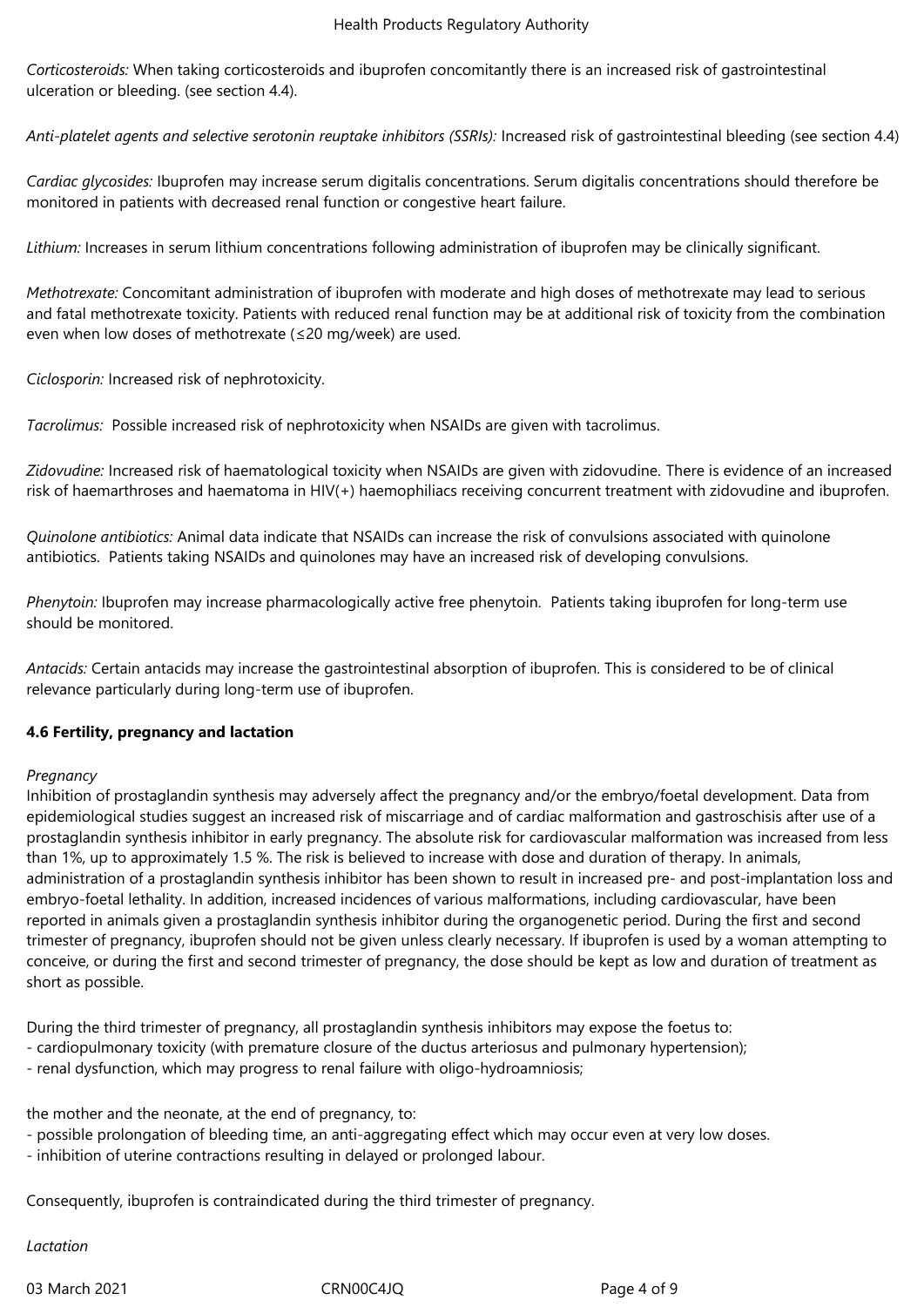*Corticosteroids:* When taking corticosteroids and ibuprofen concomitantly there is an increased risk of gastrointestinal ulceration or bleeding. (see section 4.4).

*Anti-platelet agents and selective serotonin reuptake inhibitors (SSRIs):* Increased risk of gastrointestinal bleeding (see section 4.4)

*Cardiac glycosides:* Ibuprofen may increase serum digitalis concentrations. Serum digitalis concentrations should therefore be monitored in patients with decreased renal function or congestive heart failure.

*Lithium:* Increases in serum lithium concentrations following administration of ibuprofen may be clinically significant.

*Methotrexate:* Concomitant administration of ibuprofen with moderate and high doses of methotrexate may lead to serious and fatal methotrexate toxicity. Patients with reduced renal function may be at additional risk of toxicity from the combination even when low doses of methotrexate (≤20 mg/week) are used.

*Ciclosporin:* Increased risk of nephrotoxicity.

*Tacrolimus:* Possible increased risk of nephrotoxicity when NSAIDs are given with tacrolimus.

*Zidovudine:* Increased risk of haematological toxicity when NSAIDs are given with zidovudine. There is evidence of an increased risk of haemarthroses and haematoma in HIV(+) haemophiliacs receiving concurrent treatment with zidovudine and ibuprofen.

*Quinolone antibiotics:* Animal data indicate that NSAIDs can increase the risk of convulsions associated with quinolone antibiotics. Patients taking NSAIDs and quinolones may have an increased risk of developing convulsions.

*Phenytoin:* Ibuprofen may increase pharmacologically active free phenytoin. Patients taking ibuprofen for long-term use should be monitored.

*Antacids:* Certain antacids may increase the gastrointestinal absorption of ibuprofen. This is considered to be of clinical relevance particularly during long-term use of ibuprofen.

**4.6 Fertility, pregnancy and lactation**

*Pregnancy*

Inhibition of prostaglandin synthesis may adversely affect the pregnancy and/or the embryo/foetal development. Data from epidemiological studies suggest an increased risk of miscarriage and of cardiac malformation and gastroschisis after use of a prostaglandin synthesis inhibitor in early pregnancy. The absolute risk for cardiovascular malformation was increased from less than 1%, up to approximately 1.5 %. The risk is believed to increase with dose and duration of therapy. In animals, administration of a prostaglandin synthesis inhibitor has been shown to result in increased pre- and post-implantation loss and embryo-foetal lethality. In addition, increased incidences of various malformations, including cardiovascular, have been reported in animals given a prostaglandin synthesis inhibitor during the organogenetic period. During the first and second trimester of pregnancy, ibuprofen should not be given unless clearly necessary. If ibuprofen is used by a woman attempting to conceive, or during the first and second trimester of pregnancy, the dose should be kept as low and duration of treatment as short as possible.

During the third trimester of pregnancy, all prostaglandin synthesis inhibitors may expose the foetus to:
- cardiopulmonary toxicity (with premature closure of the ductus arteriosus and pulmonary hypertension);
- renal dysfunction, which may progress to renal failure with oligo-hydroamniosis;

the mother and the neonate, at the end of pregnancy, to:
- possible prolongation of bleeding time, an anti-aggregating effect which may occur even at very low doses.
- inhibition of uterine contractions resulting in delayed or prolonged labour.

Consequently, ibuprofen is contraindicated during the third trimester of pregnancy.

*Lactation*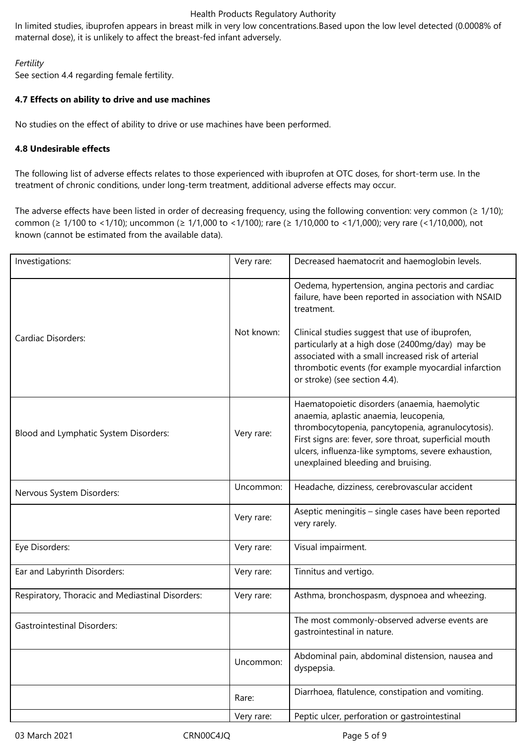In limited studies, ibuprofen appears in breast milk in very low concentrations.Based upon the low level detected (0.0008% of maternal dose), it is unlikely to affect the breast-fed infant adversely.

*Fertility*

See section 4.4 regarding female fertility.

**4.7 Effects on ability to drive and use machines**

No studies on the effect of ability to drive or use machines have been performed.

**4.8 Undesirable effects**

The following list of adverse effects relates to those experienced with ibuprofen at OTC doses, for short-term use. In the treatment of chronic conditions, under long-term treatment, additional adverse effects may occur.

The adverse effects have been listed in order of decreasing frequency, using the following convention: very common (≥ 1/10); common (≥ 1/100 to <1/10); uncommon (≥ 1/1,000 to <1/100); rare (≥ 1/10,000 to <1/1,000); very rare (<1/10,000), not known (cannot be estimated from the available data).

| | | |
|---|---|---|
| Investigations: | Very rare: | Decreased haematocrit and haemoglobin levels. |
| Cardiac Disorders: | Not known: | Oedema, hypertension, angina pectoris and cardiac failure, have been reported in association with NSAID treatment.<br><br>Clinical studies suggest that use of ibuprofen, particularly at a high dose (2400mg/day) may be associated with a small increased risk of arterial thrombotic events (for example myocardial infarction or stroke) (see section 4.4). |
| Blood and Lymphatic System Disorders: | Very rare: | Haematopoietic disorders (anaemia, haemolytic anaemia, aplastic anaemia, leucopenia, thrombocytopenia, pancytopenia, agranulocytosis). First signs are: fever, sore throat, superficial mouth ulcers, influenza-like symptoms, severe exhaustion, unexplained bleeding and bruising. |
| Nervous System Disorders: | Uncommon: | Headache, dizziness, cerebrovascular accident |
| | Very rare: | Aseptic meningitis – single cases have been reported very rarely. |
| Eye Disorders: | Very rare: | Visual impairment. |
| Ear and Labyrinth Disorders: | Very rare: | Tinnitus and vertigo. |
| Respiratory, Thoracic and Mediastinal Disorders: | Very rare: | Asthma, bronchospasm, dyspnoea and wheezing. |
| Gastrointestinal Disorders: | | The most commonly-observed adverse events are gastrointestinal in nature. |
| | Uncommon: | Abdominal pain, abdominal distension, nausea and dyspepsia. |
| | Rare: | Diarrhoea, flatulence, constipation and vomiting. |
| | Very rare: | Peptic ulcer, perforation or gastrointestinal |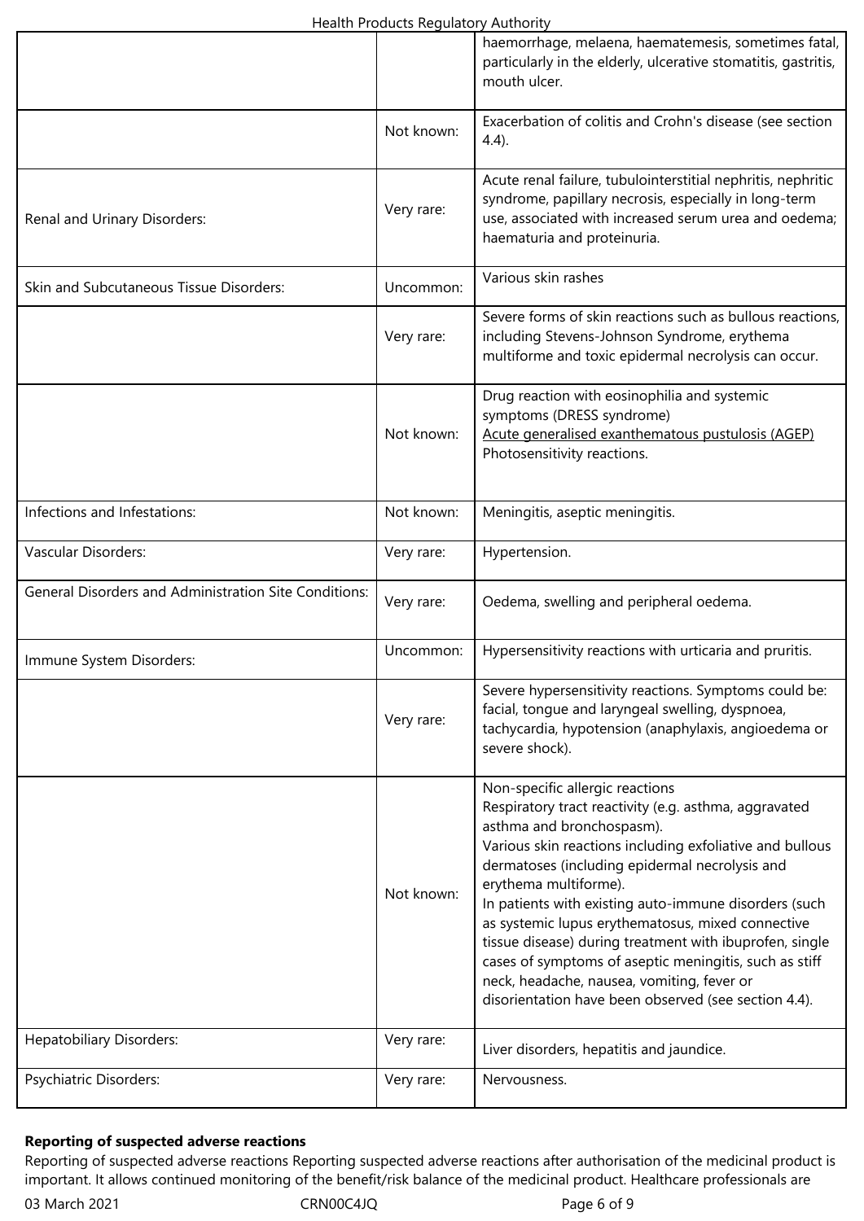| | | |
|---|---|---|
| | | haemorrhage, melaena, haematemesis, sometimes fatal, particularly in the elderly, ulcerative stomatitis, gastritis, mouth ulcer. |
| | Not known: | Exacerbation of colitis and Crohn's disease (see section 4.4). |
| Renal and Urinary Disorders: | Very rare: | Acute renal failure, tubulointerstitial nephritis, nephritic syndrome, papillary necrosis, especially in long-term use, associated with increased serum urea and oedema; haematuria and proteinuria. |
| Skin and Subcutaneous Tissue Disorders: | Uncommon: | Various skin rashes |
| | Very rare: | Severe forms of skin reactions such as bullous reactions, including Stevens-Johnson Syndrome, erythema multiforme and toxic epidermal necrolysis can occur. |
| | Not known: | Drug reaction with eosinophilia and systemic symptoms (DRESS syndrome)<br>Acute generalised exanthematous pustulosis (AGEP)<br>Photosensitivity reactions. |
| Infections and Infestations: | Not known: | Meningitis, aseptic meningitis. |
| Vascular Disorders: | Very rare: | Hypertension. |
| General Disorders and Administration Site Conditions: | Very rare: | Oedema, swelling and peripheral oedema. |
| Immune System Disorders: | Uncommon: | Hypersensitivity reactions with urticaria and pruritis. |
| | Very rare: | Severe hypersensitivity reactions. Symptoms could be: facial, tongue and laryngeal swelling, dyspnoea, tachycardia, hypotension (anaphylaxis, angioedema or severe shock). |
| | Not known: | Non-specific allergic reactions<br>Respiratory tract reactivity (e.g. asthma, aggravated asthma and bronchospasm).<br>Various skin reactions including exfoliative and bullous dermatoses (including epidermal necrolysis and erythema multiforme).<br>In patients with existing auto-immune disorders (such as systemic lupus erythematosus, mixed connective tissue disease) during treatment with ibuprofen, single cases of symptoms of aseptic meningitis, such as stiff neck, headache, nausea, vomiting, fever or disorientation have been observed (see section 4.4). |
| Hepatobiliary Disorders: | Very rare: | Liver disorders, hepatitis and jaundice. |
| Psychiatric Disorders: | Very rare: | Nervousness. |

**Reporting of suspected adverse reactions**

Reporting of suspected adverse reactions Reporting suspected adverse reactions after authorisation of the medicinal product is important. It allows continued monitoring of the benefit/risk balance of the medicinal product. Healthcare professionals are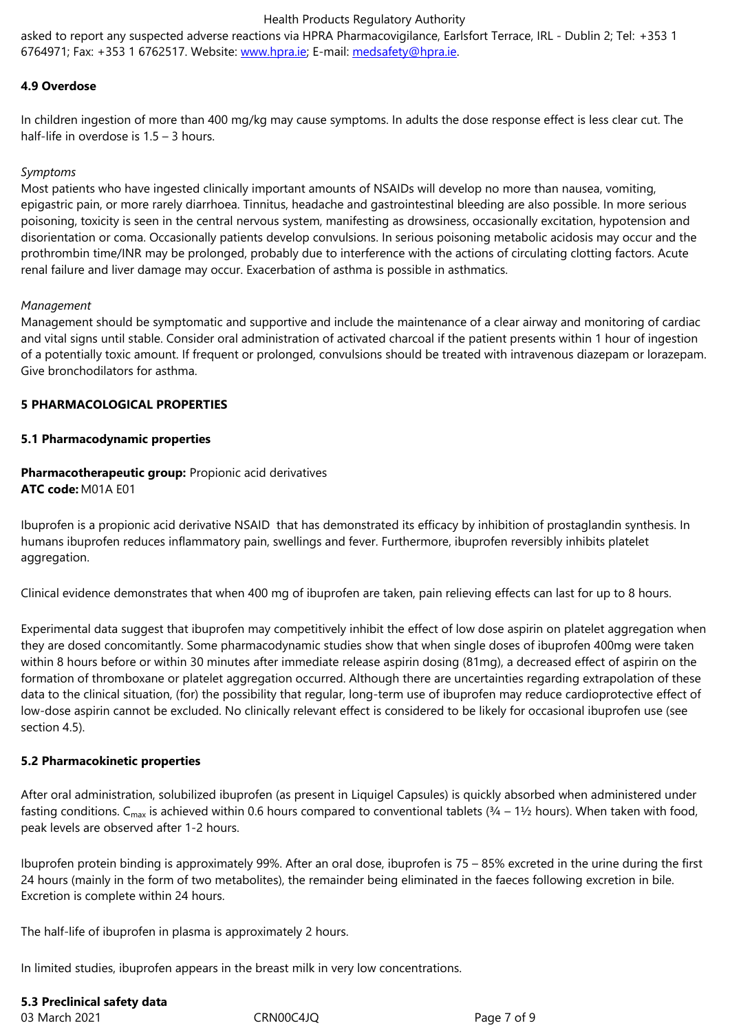asked to report any suspected adverse reactions via HPRA Pharmacovigilance, Earlsfort Terrace, IRL - Dublin 2; Tel: +353 1 6764971; Fax: +353 1 6762517. Website: www.hpra.ie; E-mail: medsafety@hpra.ie.

**4.9 Overdose**

In children ingestion of more than 400 mg/kg may cause symptoms. In adults the dose response effect is less clear cut. The half-life in overdose is 1.5 – 3 hours.

*Symptoms*
Most patients who have ingested clinically important amounts of NSAIDs will develop no more than nausea, vomiting, epigastric pain, or more rarely diarrhoea. Tinnitus, headache and gastrointestinal bleeding are also possible. In more serious poisoning, toxicity is seen in the central nervous system, manifesting as drowsiness, occasionally excitation, hypotension and disorientation or coma. Occasionally patients develop convulsions. In serious poisoning metabolic acidosis may occur and the prothrombin time/INR may be prolonged, probably due to interference with the actions of circulating clotting factors. Acute renal failure and liver damage may occur. Exacerbation of asthma is possible in asthmatics.

*Management*
Management should be symptomatic and supportive and include the maintenance of a clear airway and monitoring of cardiac and vital signs until stable. Consider oral administration of activated charcoal if the patient presents within 1 hour of ingestion of a potentially toxic amount. If frequent or prolonged, convulsions should be treated with intravenous diazepam or lorazepam. Give bronchodilators for asthma.

**5 PHARMACOLOGICAL PROPERTIES**

**5.1 Pharmacodynamic properties**

**Pharmacotherapeutic group:** Propionic acid derivatives
**ATC code:** M01A E01

Ibuprofen is a propionic acid derivative NSAID that has demonstrated its efficacy by inhibition of prostaglandin synthesis. In humans ibuprofen reduces inflammatory pain, swellings and fever. Furthermore, ibuprofen reversibly inhibits platelet aggregation.

Clinical evidence demonstrates that when 400 mg of ibuprofen are taken, pain relieving effects can last for up to 8 hours.

Experimental data suggest that ibuprofen may competitively inhibit the effect of low dose aspirin on platelet aggregation when they are dosed concomitantly. Some pharmacodynamic studies show that when single doses of ibuprofen 400mg were taken within 8 hours before or within 30 minutes after immediate release aspirin dosing (81mg), a decreased effect of aspirin on the formation of thromboxane or platelet aggregation occurred. Although there are uncertainties regarding extrapolation of these data to the clinical situation, (for) the possibility that regular, long-term use of ibuprofen may reduce cardioprotective effect of low-dose aspirin cannot be excluded. No clinically relevant effect is considered to be likely for occasional ibuprofen use (see section 4.5).

**5.2 Pharmacokinetic properties**

After oral administration, solubilized ibuprofen (as present in Liquigel Capsules) is quickly absorbed when administered under fasting conditions. $C_{max}$ is achieved within 0.6 hours compared to conventional tablets (¾ – 1½ hours). When taken with food, peak levels are observed after 1-2 hours.

Ibuprofen protein binding is approximately 99%. After an oral dose, ibuprofen is 75 – 85% excreted in the urine during the first 24 hours (mainly in the form of two metabolites), the remainder being eliminated in the faeces following excretion in bile. Excretion is complete within 24 hours.

The half-life of ibuprofen in plasma is approximately 2 hours.

In limited studies, ibuprofen appears in the breast milk in very low concentrations.

**5.3 Preclinical safety data**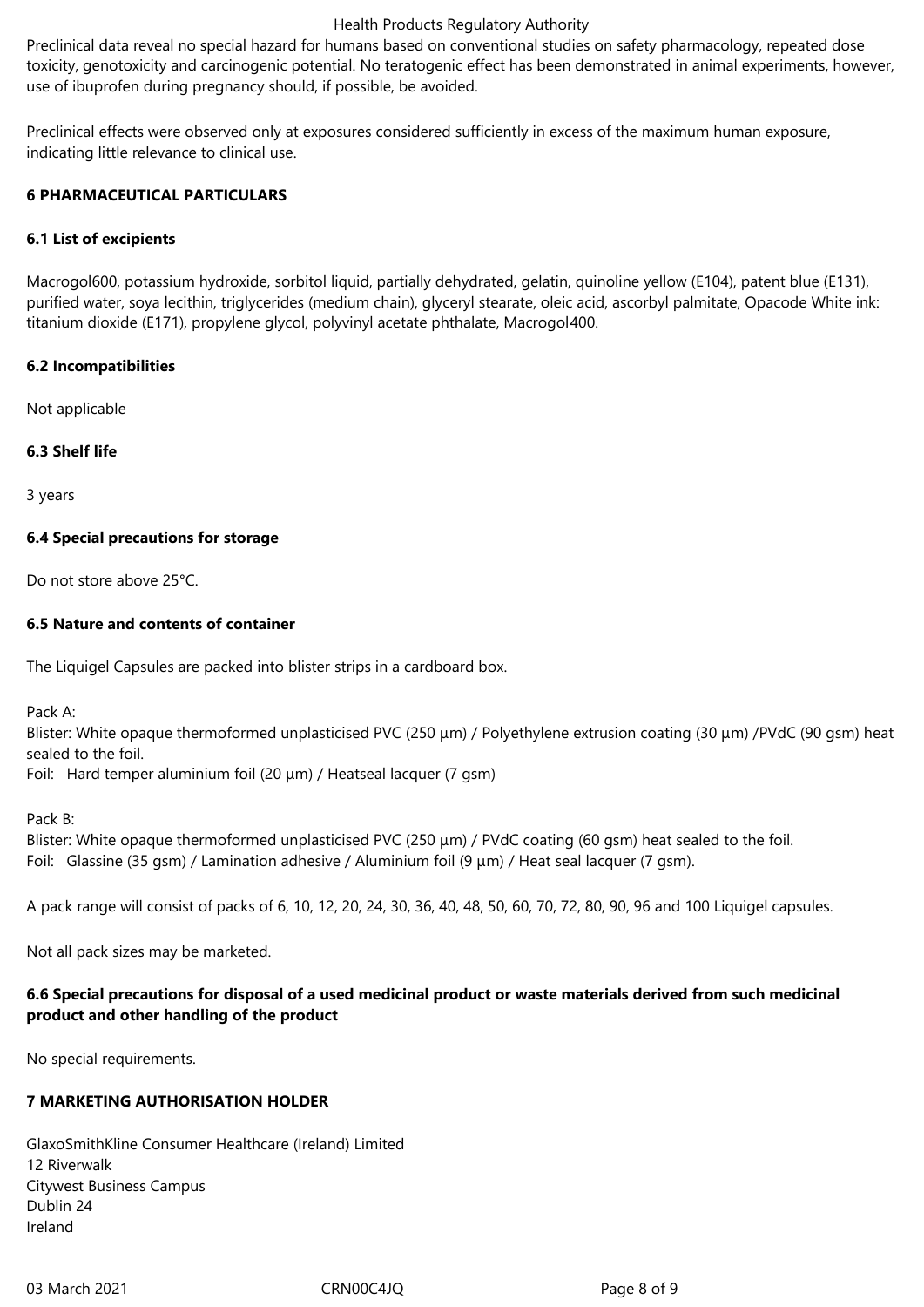Preclinical data reveal no special hazard for humans based on conventional studies on safety pharmacology, repeated dose toxicity, genotoxicity and carcinogenic potential. No teratogenic effect has been demonstrated in animal experiments, however, use of ibuprofen during pregnancy should, if possible, be avoided.

Preclinical effects were observed only at exposures considered sufficiently in excess of the maximum human exposure, indicating little relevance to clinical use.

## 6 PHARMACEUTICAL PARTICULARS

### 6.1 List of excipients

Macrogol600, potassium hydroxide, sorbitol liquid, partially dehydrated, gelatin, quinoline yellow (E104), patent blue (E131), purified water, soya lecithin, triglycerides (medium chain), glyceryl stearate, oleic acid, ascorbyl palmitate, Opacode White ink: titanium dioxide (E171), propylene glycol, polyvinyl acetate phthalate, Macrogol400.

### 6.2 Incompatibilities

Not applicable

### 6.3 Shelf life

3 years

### 6.4 Special precautions for storage

Do not store above 25°C.

### 6.5 Nature and contents of container

The Liquigel Capsules are packed into blister strips in a cardboard box.

Pack A:
Blister: White opaque thermoformed unplasticised PVC (250 µm) / Polyethylene extrusion coating (30 µm) /PVdC (90 gsm) heat sealed to the foil.
Foil: Hard temper aluminium foil (20 µm) / Heatseal lacquer (7 gsm)

Pack B:
Blister: White opaque thermoformed unplasticised PVC (250 µm) / PVdC coating (60 gsm) heat sealed to the foil.
Foil: Glassine (35 gsm) / Lamination adhesive / Aluminium foil (9 µm) / Heat seal lacquer (7 gsm).

A pack range will consist of packs of 6, 10, 12, 20, 24, 30, 36, 40, 48, 50, 60, 70, 72, 80, 90, 96 and 100 Liquigel capsules.

Not all pack sizes may be marketed.

### 6.6 Special precautions for disposal of a used medicinal product or waste materials derived from such medicinal product and other handling of the product

No special requirements.

## 7 MARKETING AUTHORISATION HOLDER

GlaxoSmithKline Consumer Healthcare (Ireland) Limited
12 Riverwalk
Citywest Business Campus
Dublin 24
Ireland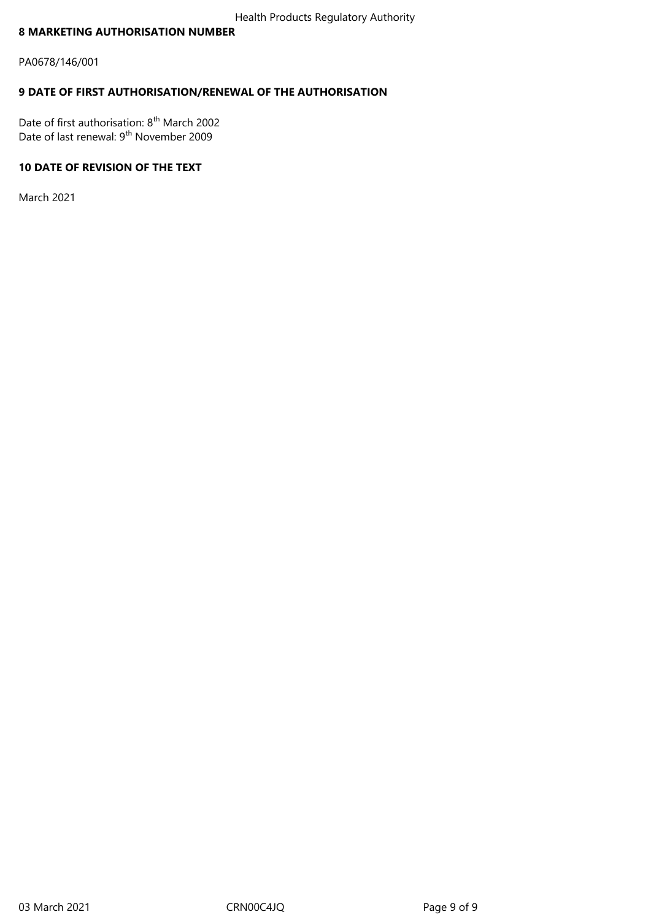## 8 MARKETING AUTHORISATION NUMBER

PA0678/146/001

## 9 DATE OF FIRST AUTHORISATION/RENEWAL OF THE AUTHORISATION

Date of first authorisation: 8th March 2002
Date of last renewal: 9th November 2009

## 10 DATE OF REVISION OF THE TEXT

March 2021